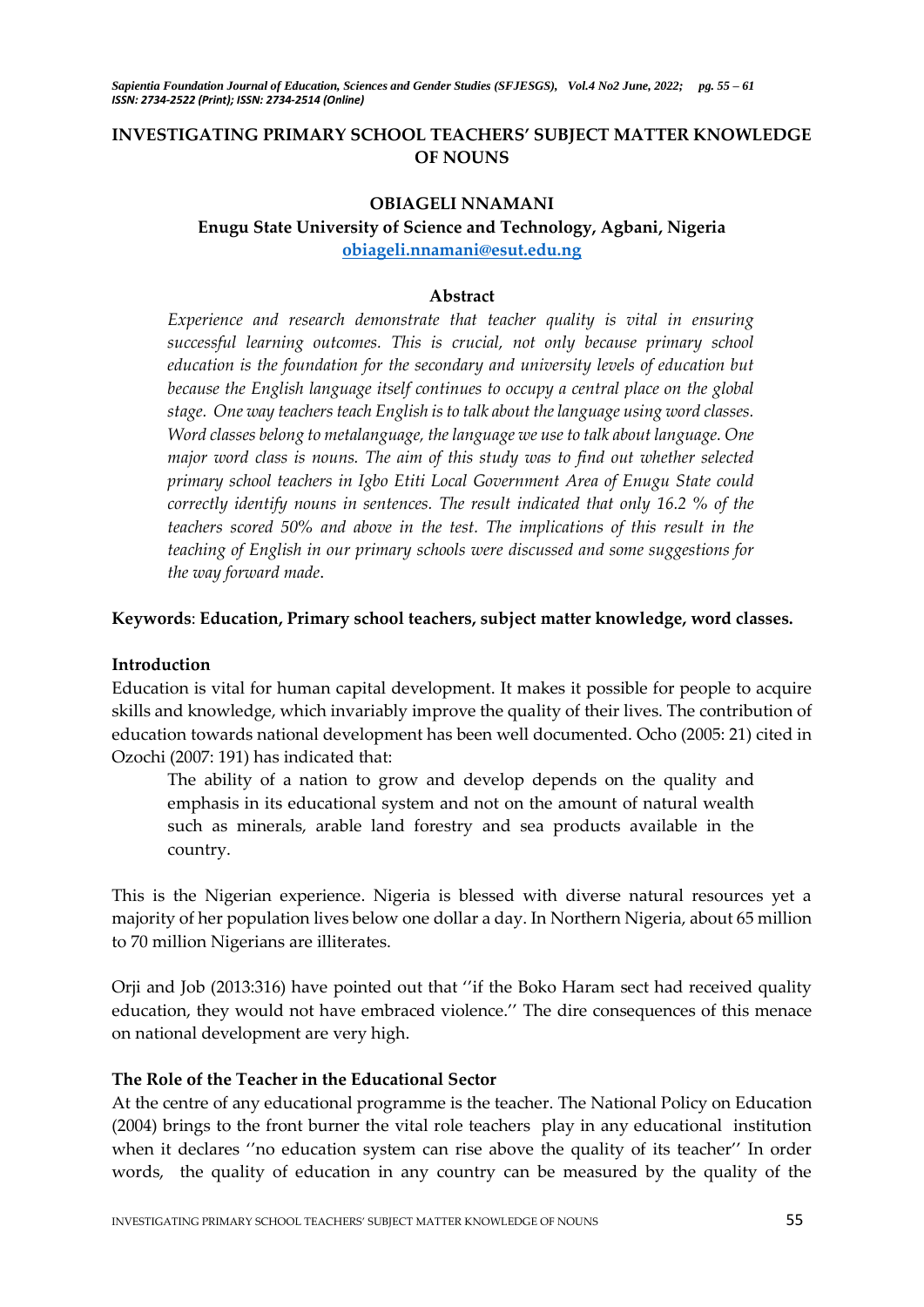# INVESTIGATING PRIMARY SCHOOL TEACHERS' SUBJECT MATTER KNOWLEDGE OF NOUNS

**OBIAGELI NNAMANI**

**Enugu State University of Science and Technology, Agbani, Nigeria**

**obiageli.nnamani@esut.edu.ng**

## Abstract

*Experience and research demonstrate that teacher quality is vital in ensuring successful learning outcomes. This is crucial, not only because primary school education is the foundation for the secondary and university levels of education but because the English language itself continues to occupy a central place on the global stage. One way teachers teach English is to talk about the language using word classes. Word classes belong to metalanguage, the language we use to talk about language. One major word class is nouns. The aim of this study was to find out whether selected primary school teachers in Igbo Etiti Local Government Area of Enugu State could correctly identify nouns in sentences. The result indicated that only 16.2 % of the teachers scored 50% and above in the test. The implications of this result in the teaching of English in our primary schools were discussed and some suggestions for the way forward made.*

**Keywords**: **Education, Primary school teachers, subject matter knowledge, word classes.**

## Introduction

Education is vital for human capital development. It makes it possible for people to acquire skills and knowledge, which invariably improve the quality of their lives. The contribution of education towards national development has been well documented. Ocho (2005: 21) cited in Ozochi (2007: 191) has indicated that:

> The ability of a nation to grow and develop depends on the quality and emphasis in its educational system and not on the amount of natural wealth such as minerals, arable land forestry and sea products available in the country.

This is the Nigerian experience. Nigeria is blessed with diverse natural resources yet a majority of her population lives below one dollar a day. In Northern Nigeria, about 65 million to 70 million Nigerians are illiterates.

Orji and Job (2013:316) have pointed out that ''if the Boko Haram sect had received quality education, they would not have embraced violence.'' The dire consequences of this menace on national development are very high.

## The Role of the Teacher in the Educational Sector

At the centre of any educational programme is the teacher. The National Policy on Education (2004) brings to the front burner the vital role teachers play in any educational institution when it declares ''no education system can rise above the quality of its teacher'' In order words, the quality of education in any country can be measured by the quality of the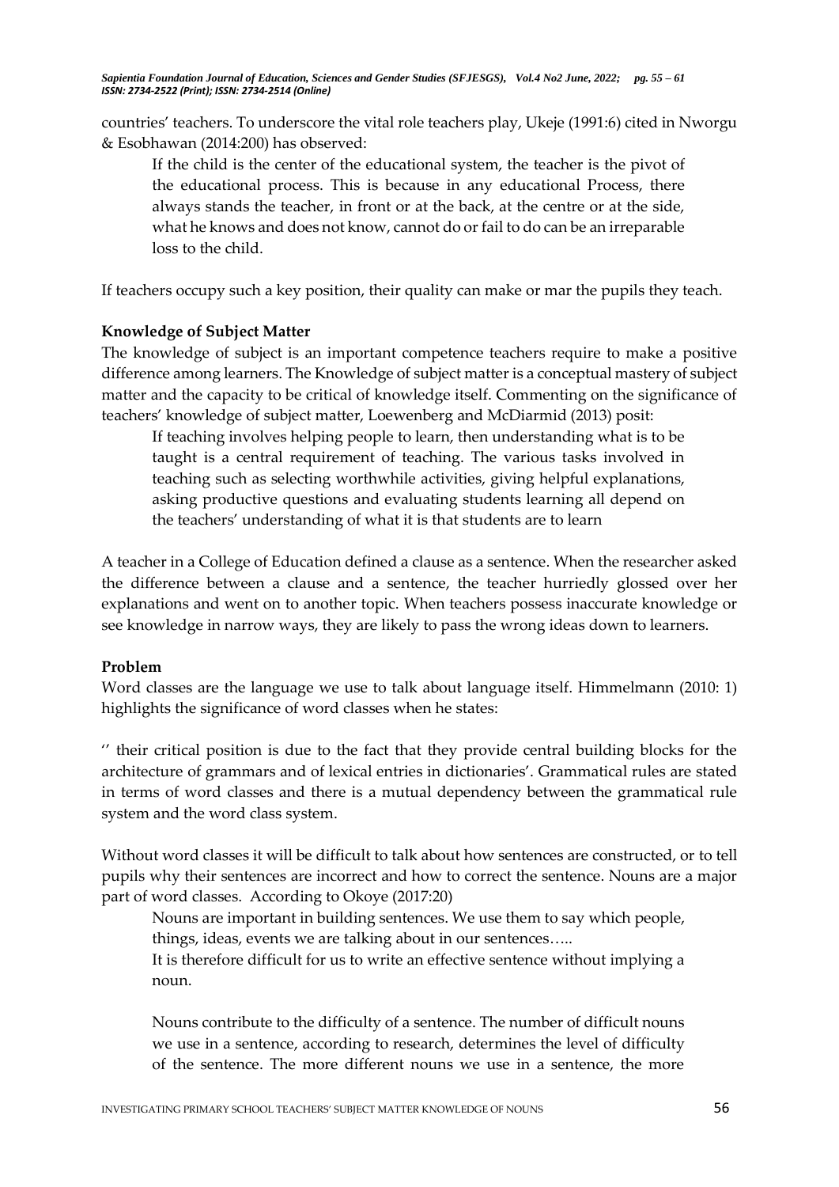countries' teachers. To underscore the vital role teachers play, Ukeje (1991:6) cited in Nworgu & Esobhawan (2014:200) has observed:

> If the child is the center of the educational system, the teacher is the pivot of the educational process. This is because in any educational Process, there always stands the teacher, in front or at the back, at the centre or at the side, what he knows and does not know, cannot do or fail to do can be an irreparable loss to the child.

If teachers occupy such a key position, their quality can make or mar the pupils they teach.

**Knowledge of Subject Matter**

The knowledge of subject is an important competence teachers require to make a positive difference among learners. The Knowledge of subject matter is a conceptual mastery of subject matter and the capacity to be critical of knowledge itself. Commenting on the significance of teachers' knowledge of subject matter, Loewenberg and McDiarmid (2013) posit:

> If teaching involves helping people to learn, then understanding what is to be taught is a central requirement of teaching. The various tasks involved in teaching such as selecting worthwhile activities, giving helpful explanations, asking productive questions and evaluating students learning all depend on the teachers' understanding of what it is that students are to learn

A teacher in a College of Education defined a clause as a sentence. When the researcher asked the difference between a clause and a sentence, the teacher hurriedly glossed over her explanations and went on to another topic. When teachers possess inaccurate knowledge or see knowledge in narrow ways, they are likely to pass the wrong ideas down to learners.

**Problem**

Word classes are the language we use to talk about language itself. Himmelmann (2010: 1) highlights the significance of word classes when he states:

'' their critical position is due to the fact that they provide central building blocks for the architecture of grammars and of lexical entries in dictionaries'. Grammatical rules are stated in terms of word classes and there is a mutual dependency between the grammatical rule system and the word class system.

Without word classes it will be difficult to talk about how sentences are constructed, or to tell pupils why their sentences are incorrect and how to correct the sentence. Nouns are a major part of word classes. According to Okoye (2017:20)

> Nouns are important in building sentences. We use them to say which people, things, ideas, events we are talking about in our sentences…..
> It is therefore difficult for us to write an effective sentence without implying a noun.
>
> Nouns contribute to the difficulty of a sentence. The number of difficult nouns we use in a sentence, according to research, determines the level of difficulty of the sentence. The more different nouns we use in a sentence, the more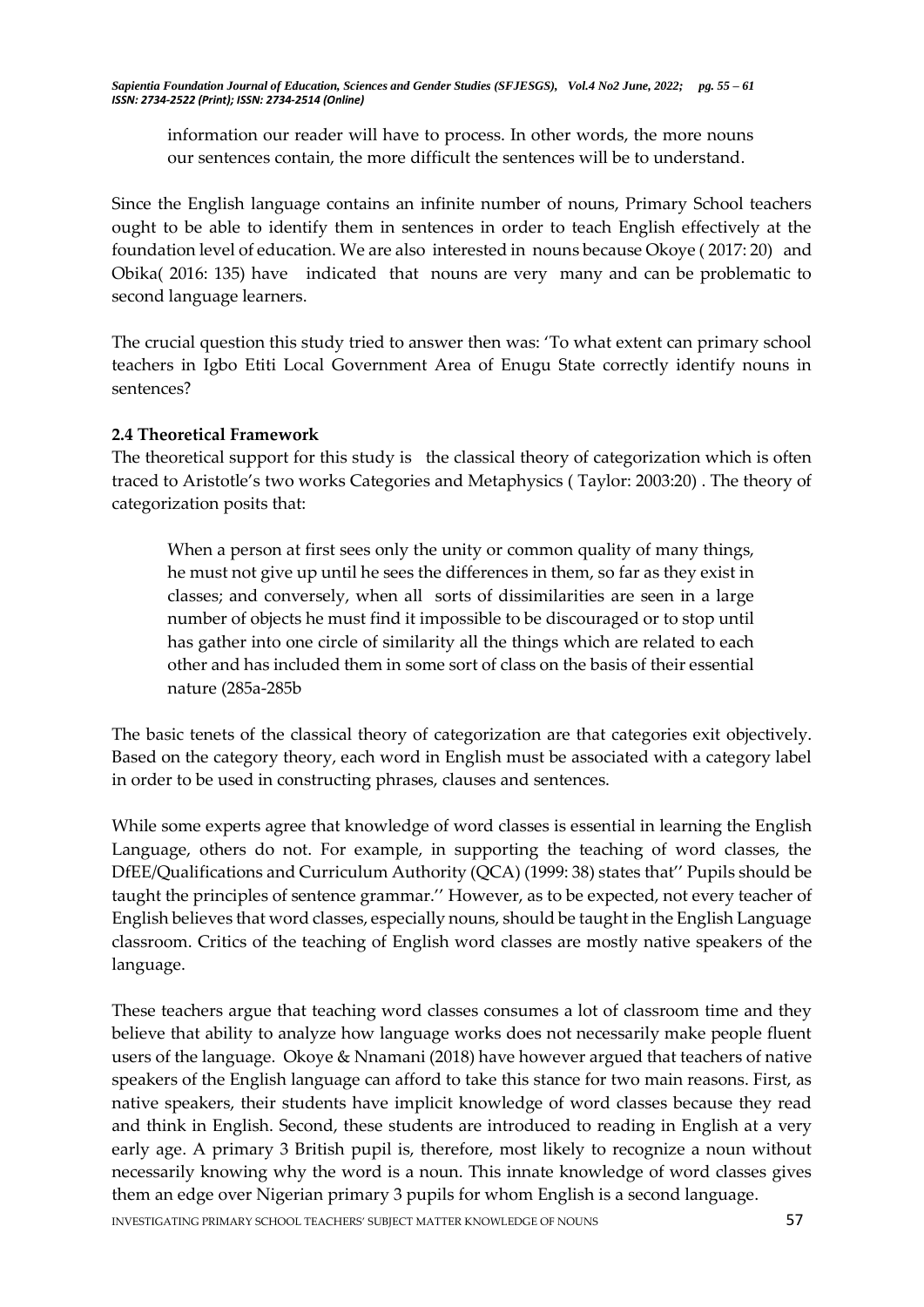> information our reader will have to process. In other words, the more nouns our sentences contain, the more difficult the sentences will be to understand.

Since the English language contains an infinite number of nouns, Primary School teachers ought to be able to identify them in sentences in order to teach English effectively at the foundation level of education. We are also interested in nouns because Okoye ( 2017: 20) and Obika( 2016: 135) have indicated that nouns are very many and can be problematic to second language learners.

The crucial question this study tried to answer then was: 'To what extent can primary school teachers in Igbo Etiti Local Government Area of Enugu State correctly identify nouns in sentences?

**2.4 Theoretical Framework**

The theoretical support for this study is the classical theory of categorization which is often traced to Aristotle's two works Categories and Metaphysics ( Taylor: 2003:20) . The theory of categorization posits that:

> When a person at first sees only the unity or common quality of many things, he must not give up until he sees the differences in them, so far as they exist in classes; and conversely, when all sorts of dissimilarities are seen in a large number of objects he must find it impossible to be discouraged or to stop until has gather into one circle of similarity all the things which are related to each other and has included them in some sort of class on the basis of their essential nature (285a-285b

The basic tenets of the classical theory of categorization are that categories exit objectively. Based on the category theory, each word in English must be associated with a category label in order to be used in constructing phrases, clauses and sentences.

While some experts agree that knowledge of word classes is essential in learning the English Language, others do not. For example, in supporting the teaching of word classes, the DfEE/Qualifications and Curriculum Authority (QCA) (1999: 38) states that'' Pupils should be taught the principles of sentence grammar.'' However, as to be expected, not every teacher of English believes that word classes, especially nouns, should be taught in the English Language classroom. Critics of the teaching of English word classes are mostly native speakers of the language.

These teachers argue that teaching word classes consumes a lot of classroom time and they believe that ability to analyze how language works does not necessarily make people fluent users of the language. Okoye & Nnamani (2018) have however argued that teachers of native speakers of the English language can afford to take this stance for two main reasons. First, as native speakers, their students have implicit knowledge of word classes because they read and think in English. Second, these students are introduced to reading in English at a very early age. A primary 3 British pupil is, therefore, most likely to recognize a noun without necessarily knowing why the word is a noun. This innate knowledge of word classes gives them an edge over Nigerian primary 3 pupils for whom English is a second language.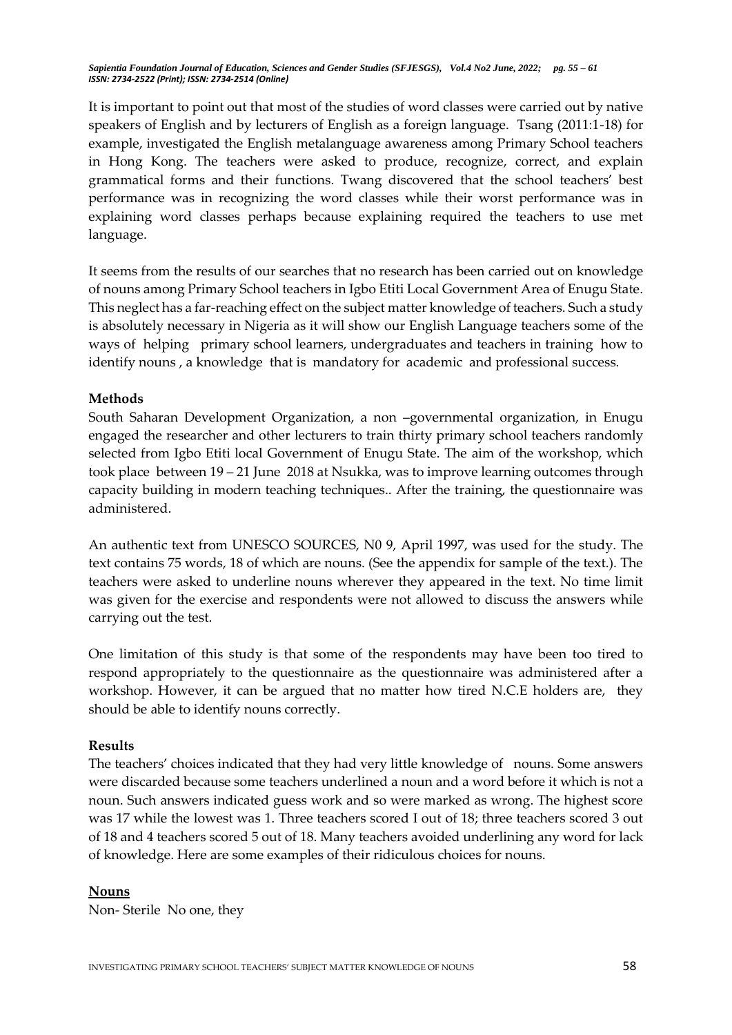It is important to point out that most of the studies of word classes were carried out by native speakers of English and by lecturers of English as a foreign language. Tsang (2011:1-18) for example, investigated the English metalanguage awareness among Primary School teachers in Hong Kong. The teachers were asked to produce, recognize, correct, and explain grammatical forms and their functions. Twang discovered that the school teachers' best performance was in recognizing the word classes while their worst performance was in explaining word classes perhaps because explaining required the teachers to use met language.

It seems from the results of our searches that no research has been carried out on knowledge of nouns among Primary School teachers in Igbo Etiti Local Government Area of Enugu State. This neglect has a far-reaching effect on the subject matter knowledge of teachers. Such a study is absolutely necessary in Nigeria as it will show our English Language teachers some of the ways of helping primary school learners, undergraduates and teachers in training how to identify nouns , a knowledge that is mandatory for academic and professional success.

**Methods**

South Saharan Development Organization, a non –governmental organization, in Enugu engaged the researcher and other lecturers to train thirty primary school teachers randomly selected from Igbo Etiti local Government of Enugu State. The aim of the workshop, which took place between 19 – 21 June 2018 at Nsukka, was to improve learning outcomes through capacity building in modern teaching techniques.. After the training, the questionnaire was administered.

An authentic text from UNESCO SOURCES, N0 9, April 1997, was used for the study. The text contains 75 words, 18 of which are nouns. (See the appendix for sample of the text.). The teachers were asked to underline nouns wherever they appeared in the text. No time limit was given for the exercise and respondents were not allowed to discuss the answers while carrying out the test.

One limitation of this study is that some of the respondents may have been too tired to respond appropriately to the questionnaire as the questionnaire was administered after a workshop. However, it can be argued that no matter how tired N.C.E holders are, they should be able to identify nouns correctly.

**Results**

The teachers' choices indicated that they had very little knowledge of nouns. Some answers were discarded because some teachers underlined a noun and a word before it which is not a noun. Such answers indicated guess work and so were marked as wrong. The highest score was 17 while the lowest was 1. Three teachers scored I out of 18; three teachers scored 3 out of 18 and 4 teachers scored 5 out of 18. Many teachers avoided underlining any word for lack of knowledge. Here are some examples of their ridiculous choices for nouns.

**Nouns**

Non- Sterile No one, they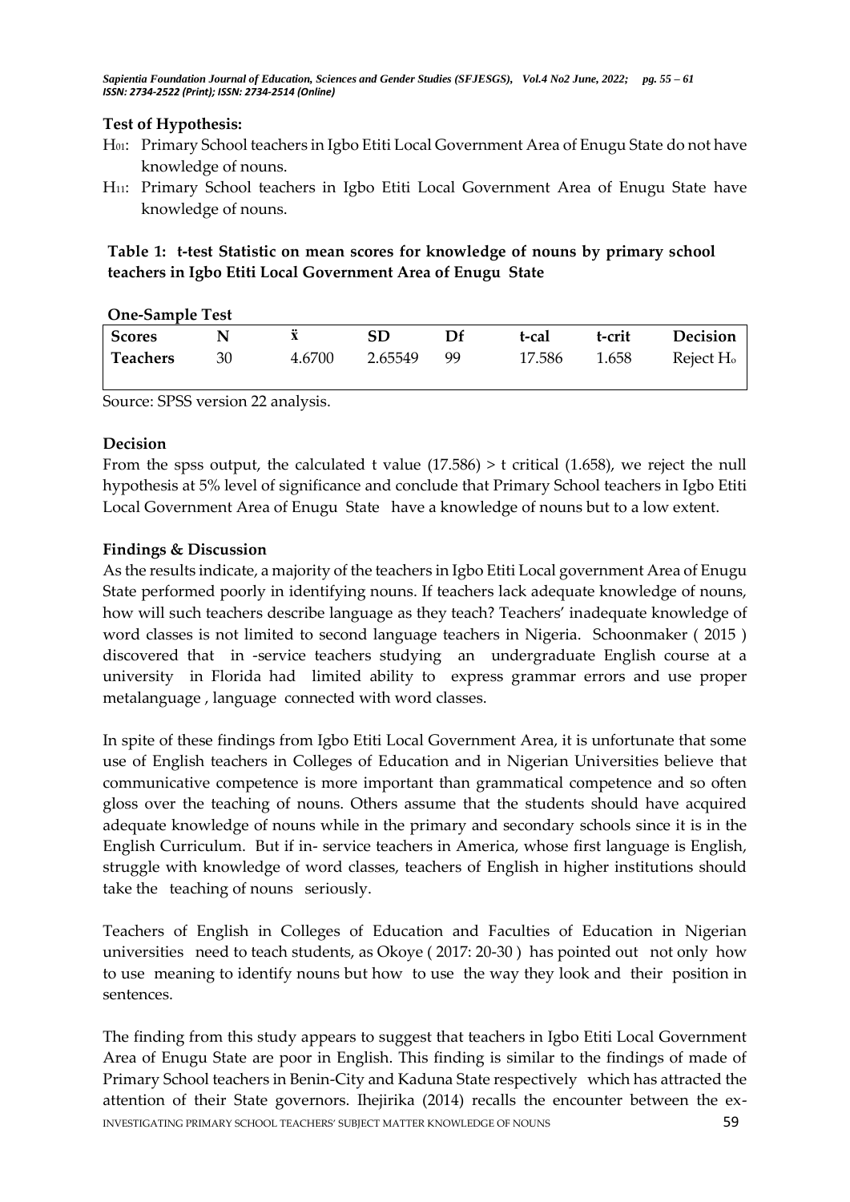**Test of Hypothesis:**

$H_{01}$: Primary School teachers in Igbo Etiti Local Government Area of Enugu State do not have knowledge of nouns.

$H_{11}$: Primary School teachers in Igbo Etiti Local Government Area of Enugu State have knowledge of nouns.

**Table 1: t-test Statistic on mean scores for knowledge of nouns by primary school teachers in Igbo Etiti Local Government Area of Enugu State**

**One-Sample Test**

| Scores | N | $\bar{x}$ | SD | Df | t-cal | t-crit | Decision |
|---|---|---|---|---|---|---|---|
| Teachers | 30 | 4.6700 | 2.65549 | 99 | 17.586 | 1.658 | Reject $H_o$ |

Source: SPSS version 22 analysis.

**Decision**

From the spss output, the calculated t value (17.586) > t critical (1.658), we reject the null hypothesis at 5% level of significance and conclude that Primary School teachers in Igbo Etiti Local Government Area of Enugu State have a knowledge of nouns but to a low extent.

**Findings & Discussion**

As the results indicate, a majority of the teachers in Igbo Etiti Local government Area of Enugu State performed poorly in identifying nouns. If teachers lack adequate knowledge of nouns, how will such teachers describe language as they teach? Teachers' inadequate knowledge of word classes is not limited to second language teachers in Nigeria. Schoonmaker ( 2015 ) discovered that in -service teachers studying an undergraduate English course at a university in Florida had limited ability to express grammar errors and use proper metalanguage , language connected with word classes.

In spite of these findings from Igbo Etiti Local Government Area, it is unfortunate that some use of English teachers in Colleges of Education and in Nigerian Universities believe that communicative competence is more important than grammatical competence and so often gloss over the teaching of nouns. Others assume that the students should have acquired adequate knowledge of nouns while in the primary and secondary schools since it is in the English Curriculum. But if in- service teachers in America, whose first language is English, struggle with knowledge of word classes, teachers of English in higher institutions should take the teaching of nouns seriously.

Teachers of English in Colleges of Education and Faculties of Education in Nigerian universities need to teach students, as Okoye ( 2017: 20-30 ) has pointed out not only how to use meaning to identify nouns but how to use the way they look and their position in sentences.

The finding from this study appears to suggest that teachers in Igbo Etiti Local Government Area of Enugu State are poor in English. This finding is similar to the findings of made of Primary School teachers in Benin-City and Kaduna State respectively which has attracted the attention of their State governors. Ihejirika (2014) recalls the encounter between the ex-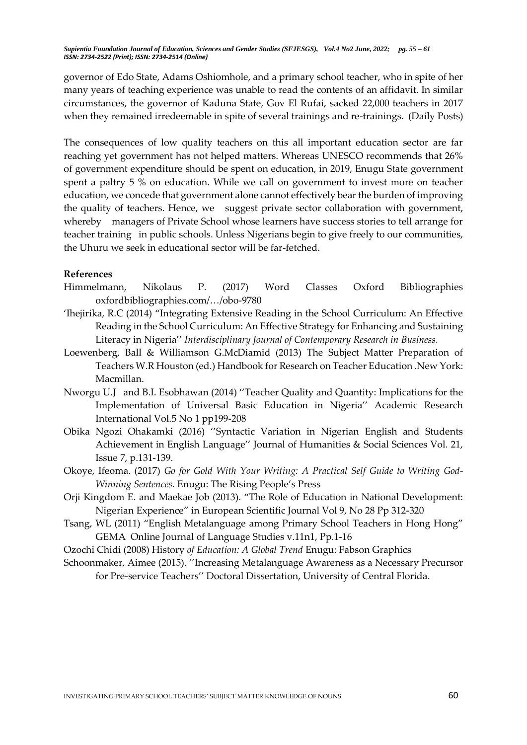governor of Edo State, Adams Oshiomhole, and a primary school teacher, who in spite of her many years of teaching experience was unable to read the contents of an affidavit. In similar circumstances, the governor of Kaduna State, Gov El Rufai, sacked 22,000 teachers in 2017 when they remained irredeemable in spite of several trainings and re-trainings. (Daily Posts)

The consequences of low quality teachers on this all important education sector are far reaching yet government has not helped matters. Whereas UNESCO recommends that 26% of government expenditure should be spent on education, in 2019, Enugu State government spent a paltry 5 % on education. While we call on government to invest more on teacher education, we concede that government alone cannot effectively bear the burden of improving the quality of teachers. Hence, we suggest private sector collaboration with government, whereby managers of Private School whose learners have success stories to tell arrange for teacher training in public schools. Unless Nigerians begin to give freely to our communities, the Uhuru we seek in educational sector will be far-fetched.

**References**

Himmelmann, Nikolaus P. (2017) Word Classes Oxford Bibliographies oxfordbibliographies.com/…/obo-9780

'Ihejirika, R.C (2014) "Integrating Extensive Reading in the School Curriculum: An Effective Reading in the School Curriculum: An Effective Strategy for Enhancing and Sustaining Literacy in Nigeria'' *Interdisciplinary Journal of Contemporary Research in Business.*

Loewenberg, Ball & Williamson G.McDiamid (2013) The Subject Matter Preparation of Teachers W.R Houston (ed.) Handbook for Research on Teacher Education .New York: Macmillan.

Nworgu U.J and B.I. Esobhawan (2014) ''Teacher Quality and Quantity: Implications for the Implementation of Universal Basic Education in Nigeria'' Academic Research International Vol.5 No 1 pp199-208

Obika Ngozi Ohakamki (2016) ''Syntactic Variation in Nigerian English and Students Achievement in English Language'' Journal of Humanities & Social Sciences Vol. 21, Issue 7, p.131-139.

Okoye, Ifeoma. (2017) *Go for Gold With Your Writing: A Practical Self Guide to Writing God-Winning Sentences.* Enugu: The Rising People's Press

Orji Kingdom E. and Maekae Job (2013). "The Role of Education in National Development: Nigerian Experience" in European Scientific Journal Vol 9, No 28 Pp 312-320

Tsang, WL (2011) "English Metalanguage among Primary School Teachers in Hong Hong" GEMA Online Journal of Language Studies v.11n1, Pp.1-16

Ozochi Chidi (2008) History *of Education: A Global Trend* Enugu: Fabson Graphics

Schoonmaker, Aimee (2015). ''Increasing Metalanguage Awareness as a Necessary Precursor for Pre-service Teachers'' Doctoral Dissertation, University of Central Florida.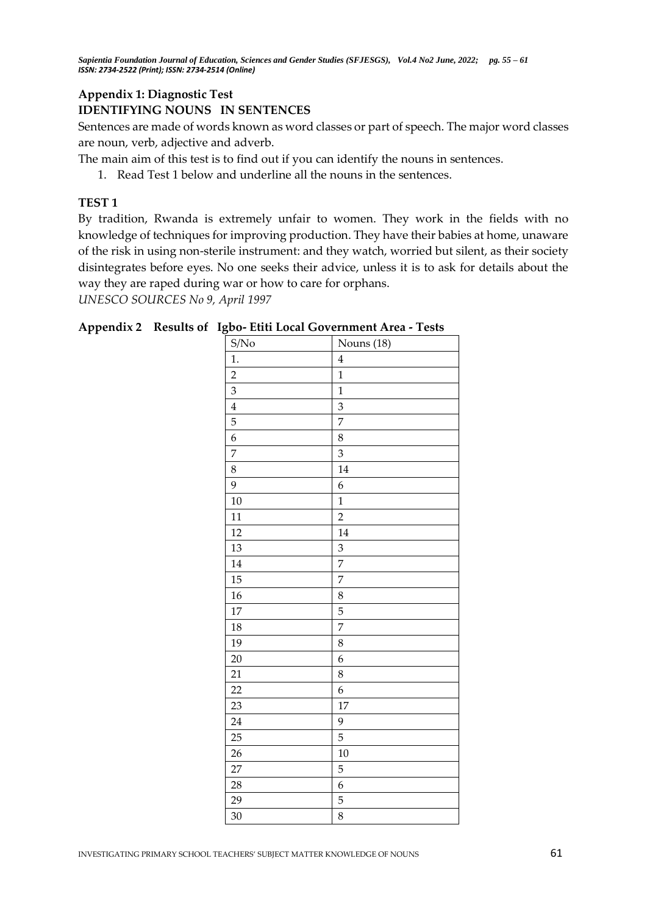## Appendix 1: Diagnostic Test

### IDENTIFYING NOUNS IN SENTENCES

Sentences are made of words known as word classes or part of speech. The major word classes are noun, verb, adjective and adverb.

The main aim of this test is to find out if you can identify the nouns in sentences.

1. Read Test 1 below and underline all the nouns in the sentences.

### TEST 1

By tradition, Rwanda is extremely unfair to women. They work in the fields with no knowledge of techniques for improving production. They have their babies at home, unaware of the risk in using non-sterile instrument: and they watch, worried but silent, as their society disintegrates before eyes. No one seeks their advice, unless it is to ask for details about the way they are raped during war or how to care for orphans.

*UNESCO SOURCES No 9, April 1997*

## Appendix 2 Results of Igbo- Etiti Local Government Area - Tests

| S/No | Nouns (18) |
|---|---|
| 1. | 4 |
| 2 | 1 |
| 3 | 1 |
| 4 | 3 |
| 5 | 7 |
| 6 | 8 |
| 7 | 3 |
| 8 | 14 |
| 9 | 6 |
| 10 | 1 |
| 11 | 2 |
| 12 | 14 |
| 13 | 3 |
| 14 | 7 |
| 15 | 7 |
| 16 | 8 |
| 17 | 5 |
| 18 | 7 |
| 19 | 8 |
| 20 | 6 |
| 21 | 8 |
| 22 | 6 |
| 23 | 17 |
| 24 | 9 |
| 25 | 5 |
| 26 | 10 |
| 27 | 5 |
| 28 | 6 |
| 29 | 5 |
| 30 | 8 |